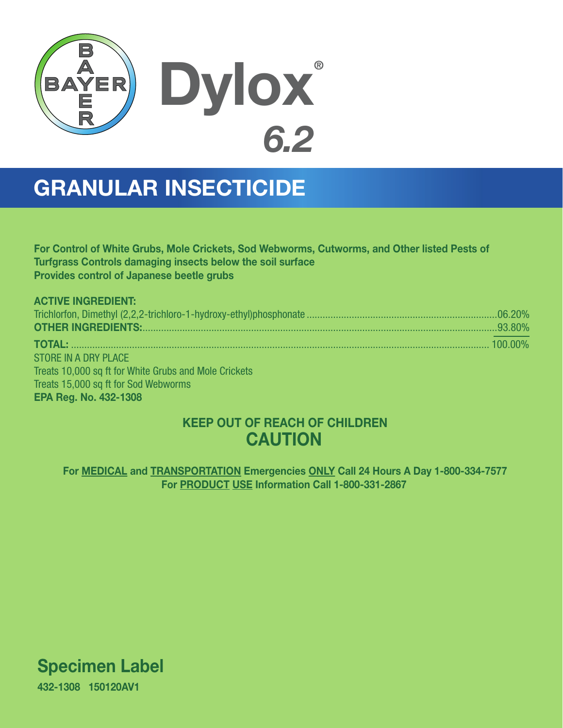BAYER

# Dylox® 6.2

## GRANULAR INSECTICIDE

**For Control of White Grubs, Mole Crickets, Sod Webworms, Cutworms, and Other listed Pests of Turfgrass Controls damaging insects below the soil surface**
**Provides control of Japanese beetle grubs**

**ACTIVE INGREDIENT:**

| | |
|---|---|
| Trichlorfon, Dimethyl (2,2,2-trichloro-1-hydroxy-ethyl)phosphonate | 06.20% |
| **OTHER INGREDIENTS:** | 93.80% |
| **TOTAL:** | 100.00% |

STORE IN A DRY PLACE
Treats 10,000 sq ft for White Grubs and Mole Crickets
Treats 15,000 sq ft for Sod Webworms
**EPA Reg. No. 432-1308**

**KEEP OUT OF REACH OF CHILDREN**
## CAUTION

**For MEDICAL and TRANSPORTATION Emergencies ONLY Call 24 Hours A Day 1-800-334-7577**
**For PRODUCT USE Information Call 1-800-331-2867**

## Specimen Label

**432-1308 150120AV1**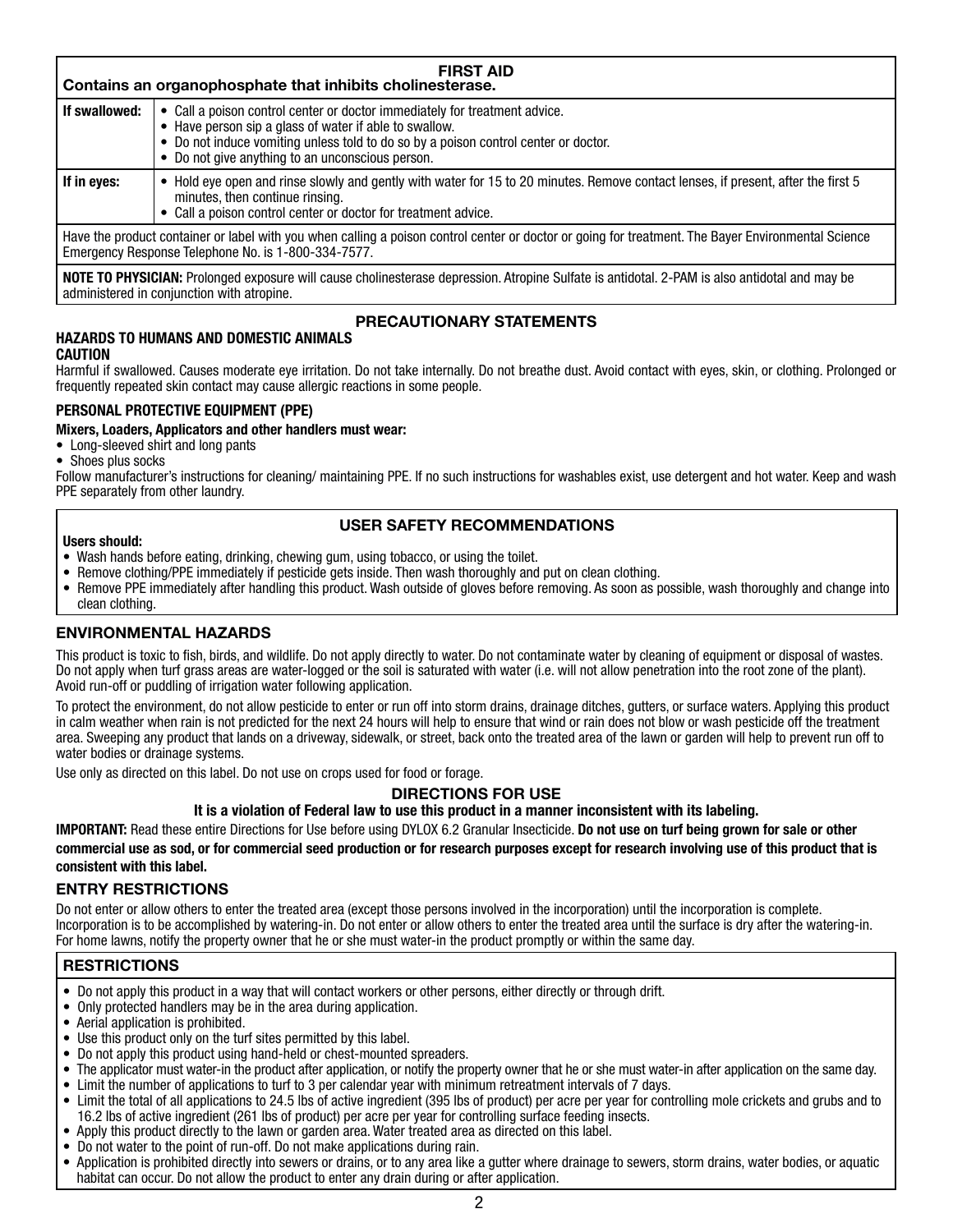## FIRST AID

**Contains an organophosphate that inhibits cholinesterase.**

| | |
|---|---|
| **If swallowed:** | • Call a poison control center or doctor immediately for treatment advice.<br>• Have person sip a glass of water if able to swallow.<br>• Do not induce vomiting unless told to do so by a poison control center or doctor.<br>• Do not give anything to an unconscious person. |
| **If in eyes:** | • Hold eye open and rinse slowly and gently with water for 15 to 20 minutes. Remove contact lenses, if present, after the first 5 minutes, then continue rinsing.<br>• Call a poison control center or doctor for treatment advice. |

Have the product container or label with you when calling a poison control center or doctor or going for treatment. The Bayer Environmental Science Emergency Response Telephone No. is 1-800-334-7577.

**NOTE TO PHYSICIAN:** Prolonged exposure will cause cholinesterase depression. Atropine Sulfate is antidotal. 2-PAM is also antidotal and may be administered in conjunction with atropine.

## PRECAUTIONARY STATEMENTS

### HAZARDS TO HUMANS AND DOMESTIC ANIMALS

**CAUTION**

Harmful if swallowed. Causes moderate eye irritation. Do not take internally. Do not breathe dust. Avoid contact with eyes, skin, or clothing. Prolonged or frequently repeated skin contact may cause allergic reactions in some people.

### PERSONAL PROTECTIVE EQUIPMENT (PPE)

**Mixers, Loaders, Applicators and other handlers must wear:**

- Long-sleeved shirt and long pants
- Shoes plus socks

Follow manufacturer's instructions for cleaning/ maintaining PPE. If no such instructions for washables exist, use detergent and hot water. Keep and wash PPE separately from other laundry.

### USER SAFETY RECOMMENDATIONS

**Users should:**

- Wash hands before eating, drinking, chewing gum, using tobacco, or using the toilet.
- Remove clothing/PPE immediately if pesticide gets inside. Then wash thoroughly and put on clean clothing.
- Remove PPE immediately after handling this product. Wash outside of gloves before removing. As soon as possible, wash thoroughly and change into clean clothing.

### ENVIRONMENTAL HAZARDS

This product is toxic to fish, birds, and wildlife. Do not apply directly to water. Do not contaminate water by cleaning of equipment or disposal of wastes. Do not apply when turf grass areas are water-logged or the soil is saturated with water (i.e. will not allow penetration into the root zone of the plant). Avoid run-off or puddling of irrigation water following application.

To protect the environment, do not allow pesticide to enter or run off into storm drains, drainage ditches, gutters, or surface waters. Applying this product in calm weather when rain is not predicted for the next 24 hours will help to ensure that wind or rain does not blow or wash pesticide off the treatment area. Sweeping any product that lands on a driveway, sidewalk, or street, back onto the treated area of the lawn or garden will help to prevent run off to water bodies or drainage systems.

Use only as directed on this label. Do not use on crops used for food or forage.

## DIRECTIONS FOR USE

**It is a violation of Federal law to use this product in a manner inconsistent with its labeling.**

**IMPORTANT:** Read these entire Directions for Use before using DYLOX 6.2 Granular Insecticide. **Do not use on turf being grown for sale or other commercial use as sod, or for commercial seed production or for research purposes except for research involving use of this product that is consistent with this label.**

### ENTRY RESTRICTIONS

Do not enter or allow others to enter the treated area (except those persons involved in the incorporation) until the incorporation is complete. Incorporation is to be accomplished by watering-in. Do not enter or allow others to enter the treated area until the surface is dry after the watering-in. For home lawns, notify the property owner that he or she must water-in the product promptly or within the same day.

### RESTRICTIONS

- Do not apply this product in a way that will contact workers or other persons, either directly or through drift.
- Only protected handlers may be in the area during application.
- Aerial application is prohibited.
- Use this product only on the turf sites permitted by this label.
- Do not apply this product using hand-held or chest-mounted spreaders.
- The applicator must water-in the product after application, or notify the property owner that he or she must water-in after application on the same day.
- Limit the number of applications to turf to 3 per calendar year with minimum retreatment intervals of 7 days.
- Limit the total of all applications to 24.5 lbs of active ingredient (395 lbs of product) per acre per year for controlling mole crickets and grubs and to 16.2 lbs of active ingredient (261 lbs of product) per acre per year for controlling surface feeding insects.
- Apply this product directly to the lawn or garden area. Water treated area as directed on this label.
- Do not water to the point of run-off. Do not make applications during rain.
- Application is prohibited directly into sewers or drains, or to any area like a gutter where drainage to sewers, storm drains, water bodies, or aquatic habitat can occur. Do not allow the product to enter any drain during or after application.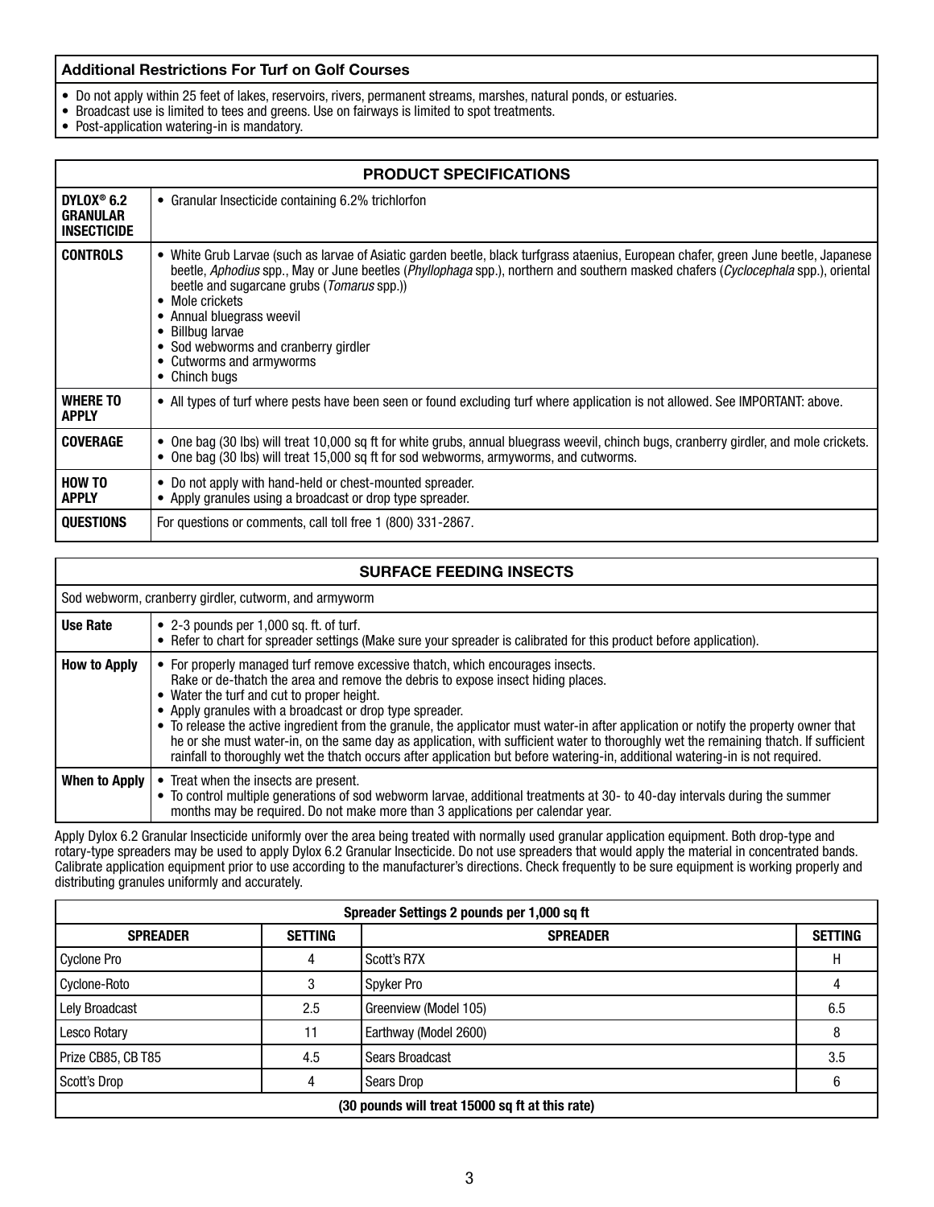### Additional Restrictions For Turf on Golf Courses

- Do not apply within 25 feet of lakes, reservoirs, rivers, permanent streams, marshes, natural ponds, or estuaries.
- Broadcast use is limited to tees and greens. Use on fairways is limited to spot treatments.
- Post-application watering-in is mandatory.

| PRODUCT SPECIFICATIONS | |
|---|---|
| **DYLOX® 6.2 GRANULAR INSECTICIDE** | • Granular Insecticide containing 6.2% trichlorfon |
| **CONTROLS** | • White Grub Larvae (such as larvae of Asiatic garden beetle, black turfgrass ataenius, European chafer, green June beetle, Japanese beetle, *Aphodius* spp., May or June beetles (*Phyllophaga* spp.), northern and southern masked chafers (*Cyclocephala* spp.), oriental beetle and sugarcane grubs (*Tomarus* spp.))<br>• Mole crickets<br>• Annual bluegrass weevil<br>• Billbug larvae<br>• Sod webworms and cranberry girdler<br>• Cutworms and armyworms<br>• Chinch bugs |
| **WHERE TO APPLY** | • All types of turf where pests have been seen or found excluding turf where application is not allowed. See IMPORTANT: above. |
| **COVERAGE** | • One bag (30 lbs) will treat 10,000 sq ft for white grubs, annual bluegrass weevil, chinch bugs, cranberry girdler, and mole crickets.<br>• One bag (30 lbs) will treat 15,000 sq ft for sod webworms, armyworms, and cutworms. |
| **HOW TO APPLY** | • Do not apply with hand-held or chest-mounted spreader.<br>• Apply granules using a broadcast or drop type spreader. |
| **QUESTIONS** | For questions or comments, call toll free 1 (800) 331-2867. |

| SURFACE FEEDING INSECTS | |
|---|---|
| Sod webworm, cranberry girdler, cutworm, and armyworm | |
| **Use Rate** | • 2-3 pounds per 1,000 sq. ft. of turf.<br>• Refer to chart for spreader settings (Make sure your spreader is calibrated for this product before application). |
| **How to Apply** | • For properly managed turf remove excessive thatch, which encourages insects. Rake or de-thatch the area and remove the debris to expose insect hiding places.<br>• Water the turf and cut to proper height.<br>• Apply granules with a broadcast or drop type spreader.<br>• To release the active ingredient from the granule, the applicator must water-in after application or notify the property owner that he or she must water-in, on the same day as application, with sufficient water to thoroughly wet the remaining thatch. If sufficient rainfall to thoroughly wet the thatch occurs after application but before watering-in, additional watering-in is not required. |
| **When to Apply** | • Treat when the insects are present.<br>• To control multiple generations of sod webworm larvae, additional treatments at 30- to 40-day intervals during the summer months may be required. Do not make more than 3 applications per calendar year. |

Apply Dylox 6.2 Granular Insecticide uniformly over the area being treated with normally used granular application equipment. Both drop-type and rotary-type spreaders may be used to apply Dylox 6.2 Granular Insecticide. Do not use spreaders that would apply the material in concentrated bands. Calibrate application equipment prior to use according to the manufacturer's directions. Check frequently to be sure equipment is working properly and distributing granules uniformly and accurately.

| Spreader Settings 2 pounds per 1,000 sq ft | | | |
|---|---|---|---|
| **SPREADER** | **SETTING** | **SPREADER** | **SETTING** |
| Cyclone Pro | 4 | Scott's R7X | H |
| Cyclone-Roto | 3 | Spyker Pro | 4 |
| Lely Broadcast | 2.5 | Greenview (Model 105) | 6.5 |
| Lesco Rotary | 11 | Earthway (Model 2600) | 8 |
| Prize CB85, CB T85 | 4.5 | Sears Broadcast | 3.5 |
| Scott's Drop | 4 | Sears Drop | 6 |
| **(30 pounds will treat 15000 sq ft at this rate)** | | | |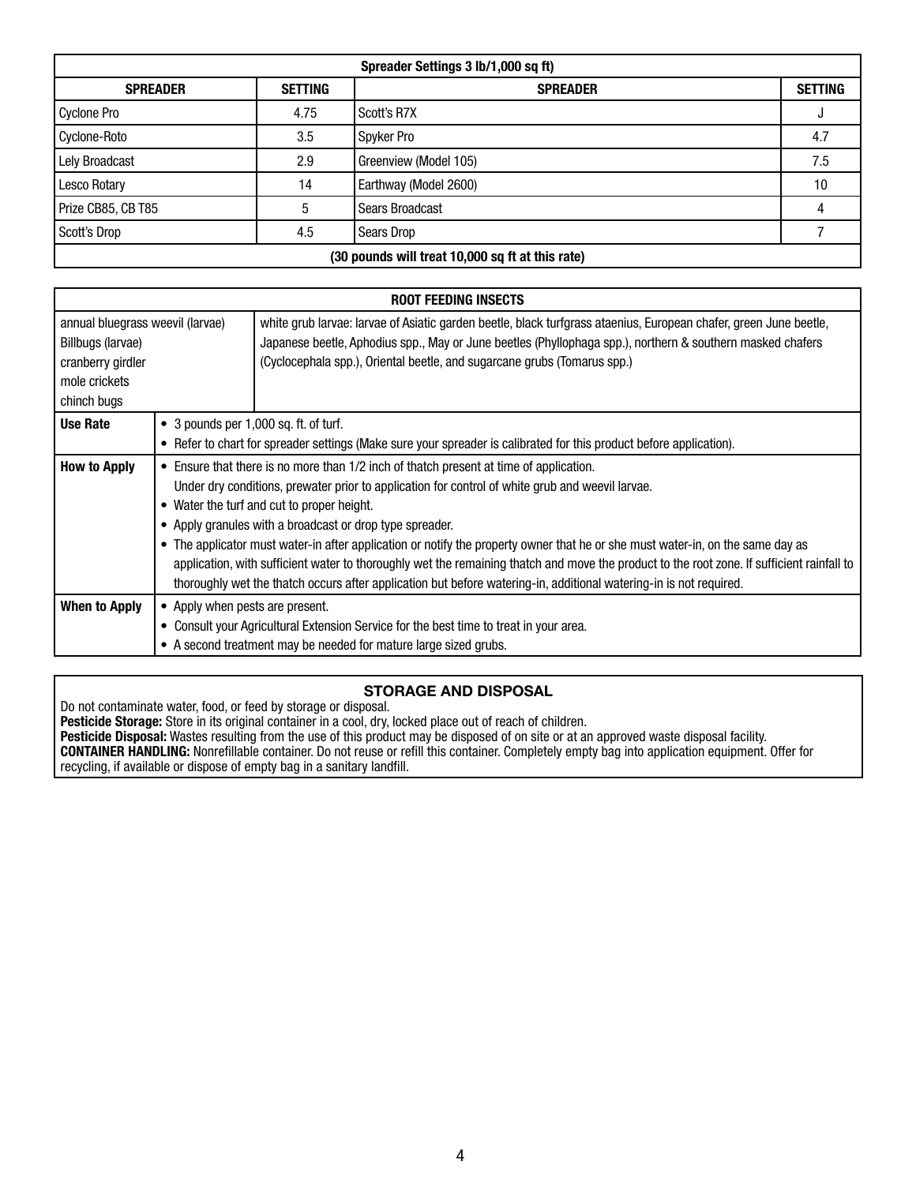| Spreader Settings 3 lb/1,000 sq ft) | | | |
|---|---|---|---|
| **SPREADER** | **SETTING** | **SPREADER** | **SETTING** |
| Cyclone Pro | 4.75 | Scott's R7X | J |
| Cyclone-Roto | 3.5 | Spyker Pro | 4.7 |
| Lely Broadcast | 2.9 | Greenview (Model 105) | 7.5 |
| Lesco Rotary | 14 | Earthway (Model 2600) | 10 |
| Prize CB85, CB T85 | 5 | Sears Broadcast | 4 |
| Scott's Drop | 4.5 | Sears Drop | 7 |
| **(30 pounds will treat 10,000 sq ft at this rate)** | | | |

| ROOT FEEDING INSECTS | |
|---|---|
| annual bluegrass weevil (larvae)<br>Billbugs (larvae)<br>cranberry girdler<br>mole crickets<br>chinch bugs | white grub larvae: larvae of Asiatic garden beetle, black turfgrass ataenius, European chafer, green June beetle, Japanese beetle, Aphodius spp., May or June beetles (Phyllophaga spp.), northern & southern masked chafers (Cyclocephala spp.), Oriental beetle, and sugarcane grubs (Tomarus spp.) |
| **Use Rate** | • 3 pounds per 1,000 sq. ft. of turf.<br>• Refer to chart for spreader settings (Make sure your spreader is calibrated for this product before application). |
| **How to Apply** | • Ensure that there is no more than 1/2 inch of thatch present at time of application.<br>Under dry conditions, prewater prior to application for control of white grub and weevil larvae.<br>• Water the turf and cut to proper height.<br>• Apply granules with a broadcast or drop type spreader.<br>• The applicator must water-in after application or notify the property owner that he or she must water-in, on the same day as application, with sufficient water to thoroughly wet the remaining thatch and move the product to the root zone. If sufficient rainfall to thoroughly wet the thatch occurs after application but before watering-in, additional watering-in is not required. |
| **When to Apply** | • Apply when pests are present.<br>• Consult your Agricultural Extension Service for the best time to treat in your area.<br>• A second treatment may be needed for mature large sized grubs. |

## STORAGE AND DISPOSAL

Do not contaminate water, food, or feed by storage or disposal.

**Pesticide Storage:** Store in its original container in a cool, dry, locked place out of reach of children.

**Pesticide Disposal:** Wastes resulting from the use of this product may be disposed of on site or at an approved waste disposal facility.

**CONTAINER HANDLING:** Nonrefillable container. Do not reuse or refill this container. Completely empty bag into application equipment. Offer for recycling, if available or dispose of empty bag in a sanitary landfill.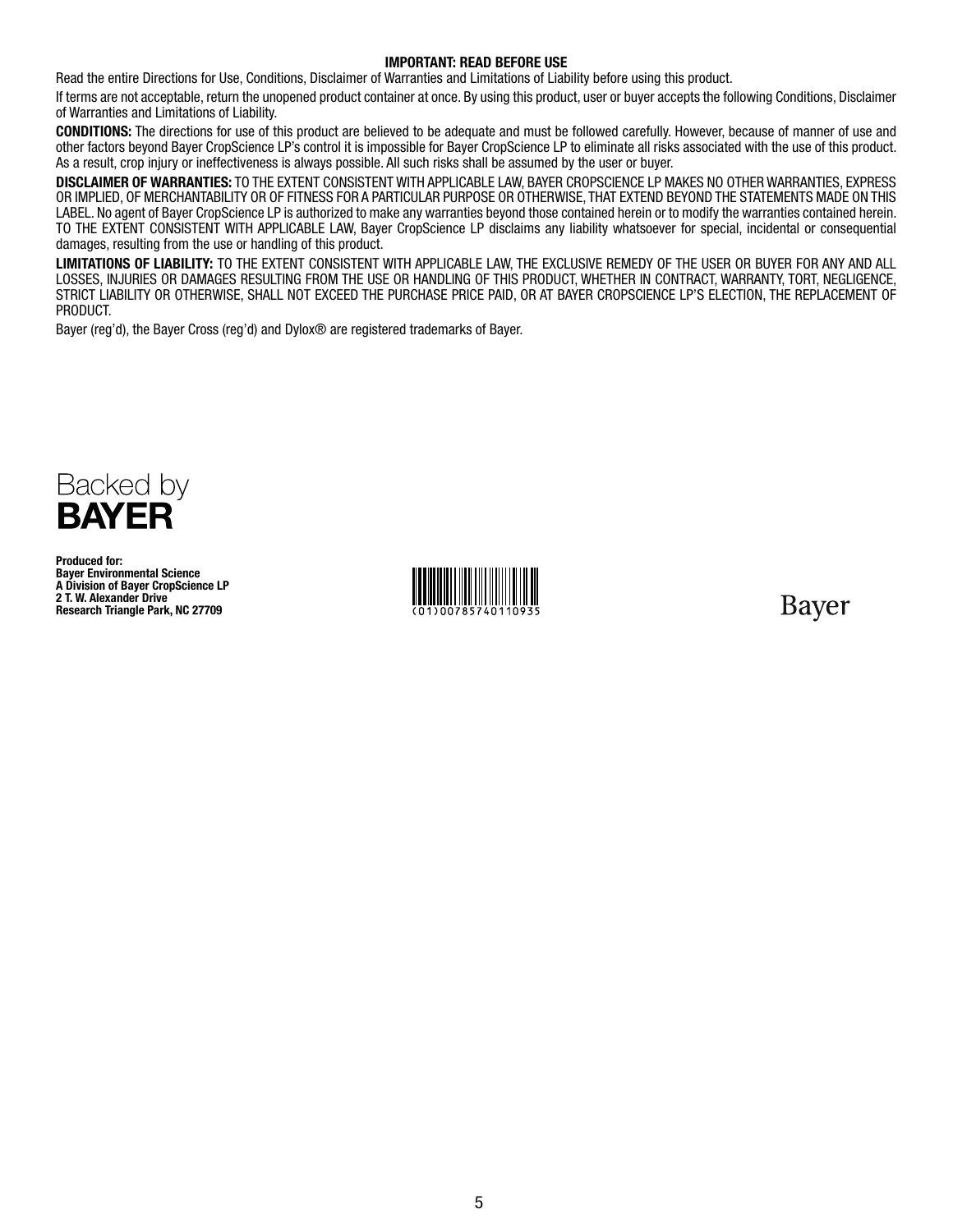**IMPORTANT: READ BEFORE USE**

Read the entire Directions for Use, Conditions, Disclaimer of Warranties and Limitations of Liability before using this product.

If terms are not acceptable, return the unopened product container at once. By using this product, user or buyer accepts the following Conditions, Disclaimer of Warranties and Limitations of Liability.

**CONDITIONS:** The directions for use of this product are believed to be adequate and must be followed carefully. However, because of manner of use and other factors beyond Bayer CropScience LP's control it is impossible for Bayer CropScience LP to eliminate all risks associated with the use of this product. As a result, crop injury or ineffectiveness is always possible. All such risks shall be assumed by the user or buyer.

**DISCLAIMER OF WARRANTIES:** TO THE EXTENT CONSISTENT WITH APPLICABLE LAW, BAYER CROPSCIENCE LP MAKES NO OTHER WARRANTIES, EXPRESS OR IMPLIED, OF MERCHANTABILITY OR OF FITNESS FOR A PARTICULAR PURPOSE OR OTHERWISE, THAT EXTEND BEYOND THE STATEMENTS MADE ON THIS LABEL. No agent of Bayer CropScience LP is authorized to make any warranties beyond those contained herein or to modify the warranties contained herein. TO THE EXTENT CONSISTENT WITH APPLICABLE LAW, Bayer CropScience LP disclaims any liability whatsoever for special, incidental or consequential damages, resulting from the use or handling of this product.

**LIMITATIONS OF LIABILITY:** TO THE EXTENT CONSISTENT WITH APPLICABLE LAW, THE EXCLUSIVE REMEDY OF THE USER OR BUYER FOR ANY AND ALL LOSSES, INJURIES OR DAMAGES RESULTING FROM THE USE OR HANDLING OF THIS PRODUCT, WHETHER IN CONTRACT, WARRANTY, TORT, NEGLIGENCE, STRICT LIABILITY OR OTHERWISE, SHALL NOT EXCEED THE PURCHASE PRICE PAID, OR AT BAYER CROPSCIENCE LP'S ELECTION, THE REPLACEMENT OF PRODUCT.

Bayer (reg'd), the Bayer Cross (reg'd) and Dylox® are registered trademarks of Bayer.

Backed by
**BAYER**

**Produced for:**
**Bayer Environmental Science**
**A Division of Bayer CropScience LP**
**2 T. W. Alexander Drive**
**Research Triangle Park, NC 27709**

(01)00785740110935

Bayer